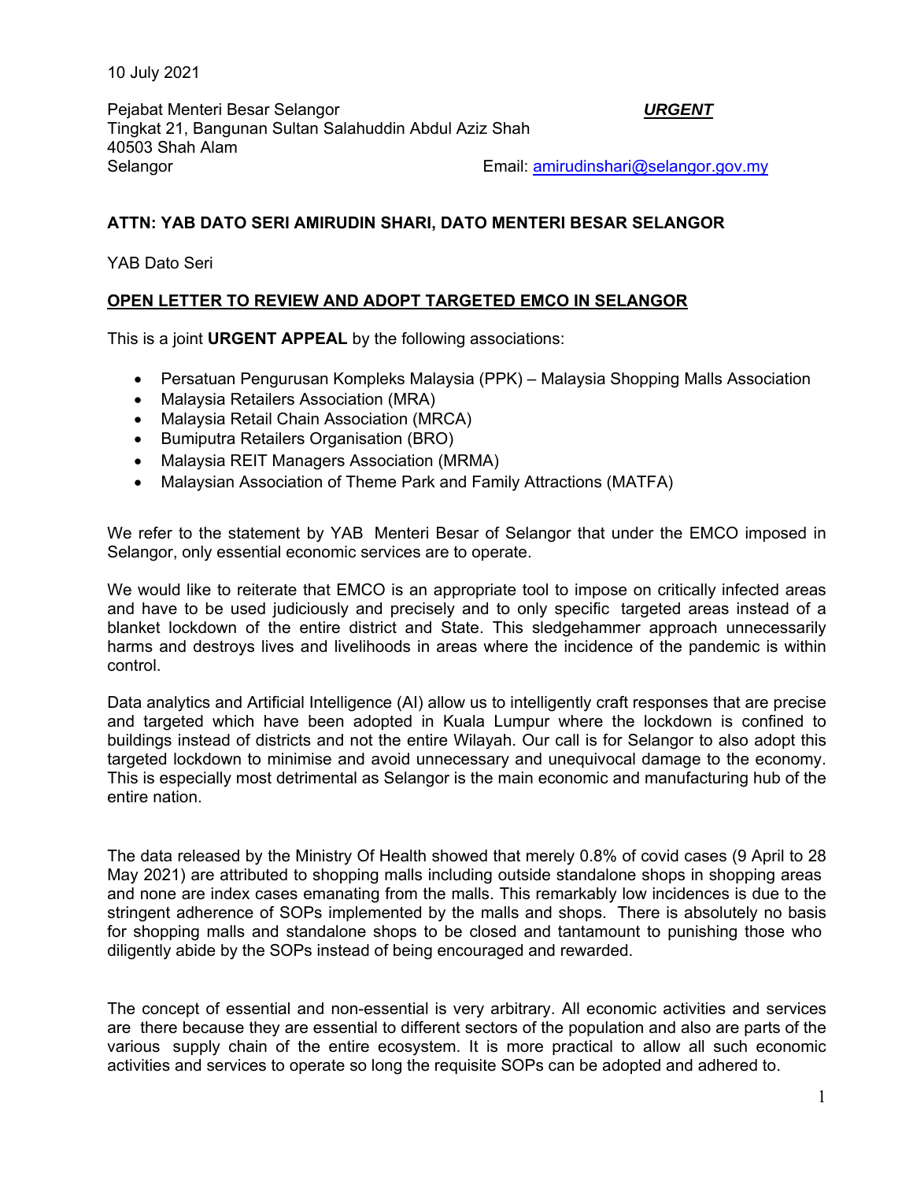10 July 2021

Pejabat Menteri Besar Selangor  ***URGENT***
Tingkat 21, Bangunan Sultan Salahuddin Abdul Aziz Shah
40503 Shah Alam
Selangor  Email: amirudinshari@selangor.gov.my

**ATTN: YAB DATO SERI AMIRUDIN SHARI, DATO MENTERI BESAR SELANGOR**

YAB Dato Seri

**OPEN LETTER TO REVIEW AND ADOPT TARGETED EMCO IN SELANGOR**

This is a joint **URGENT APPEAL** by the following associations:

- Persatuan Pengurusan Kompleks Malaysia (PPK) – Malaysia Shopping Malls Association
- Malaysia Retailers Association (MRA)
- Malaysia Retail Chain Association (MRCA)
- Bumiputra Retailers Organisation (BRO)
- Malaysia REIT Managers Association (MRMA)
- Malaysian Association of Theme Park and Family Attractions (MATFA)

We refer to the statement by YAB Menteri Besar of Selangor that under the EMCO imposed in Selangor, only essential economic services are to operate.

We would like to reiterate that EMCO is an appropriate tool to impose on critically infected areas and have to be used judiciously and precisely and to only specific targeted areas instead of a blanket lockdown of the entire district and State. This sledgehammer approach unnecessarily harms and destroys lives and livelihoods in areas where the incidence of the pandemic is within control.

Data analytics and Artificial Intelligence (AI) allow us to intelligently craft responses that are precise and targeted which have been adopted in Kuala Lumpur where the lockdown is confined to buildings instead of districts and not the entire Wilayah. Our call is for Selangor to also adopt this targeted lockdown to minimise and avoid unnecessary and unequivocal damage to the economy. This is especially most detrimental as Selangor is the main economic and manufacturing hub of the entire nation.

The data released by the Ministry Of Health showed that merely 0.8% of covid cases (9 April to 28 May 2021) are attributed to shopping malls including outside standalone shops in shopping areas and none are index cases emanating from the malls. This remarkably low incidences is due to the stringent adherence of SOPs implemented by the malls and shops. There is absolutely no basis for shopping malls and standalone shops to be closed and tantamount to punishing those who diligently abide by the SOPs instead of being encouraged and rewarded.

The concept of essential and non-essential is very arbitrary. All economic activities and services are there because they are essential to different sectors of the population and also are parts of the various supply chain of the entire ecosystem. It is more practical to allow all such economic activities and services to operate so long the requisite SOPs can be adopted and adhered to.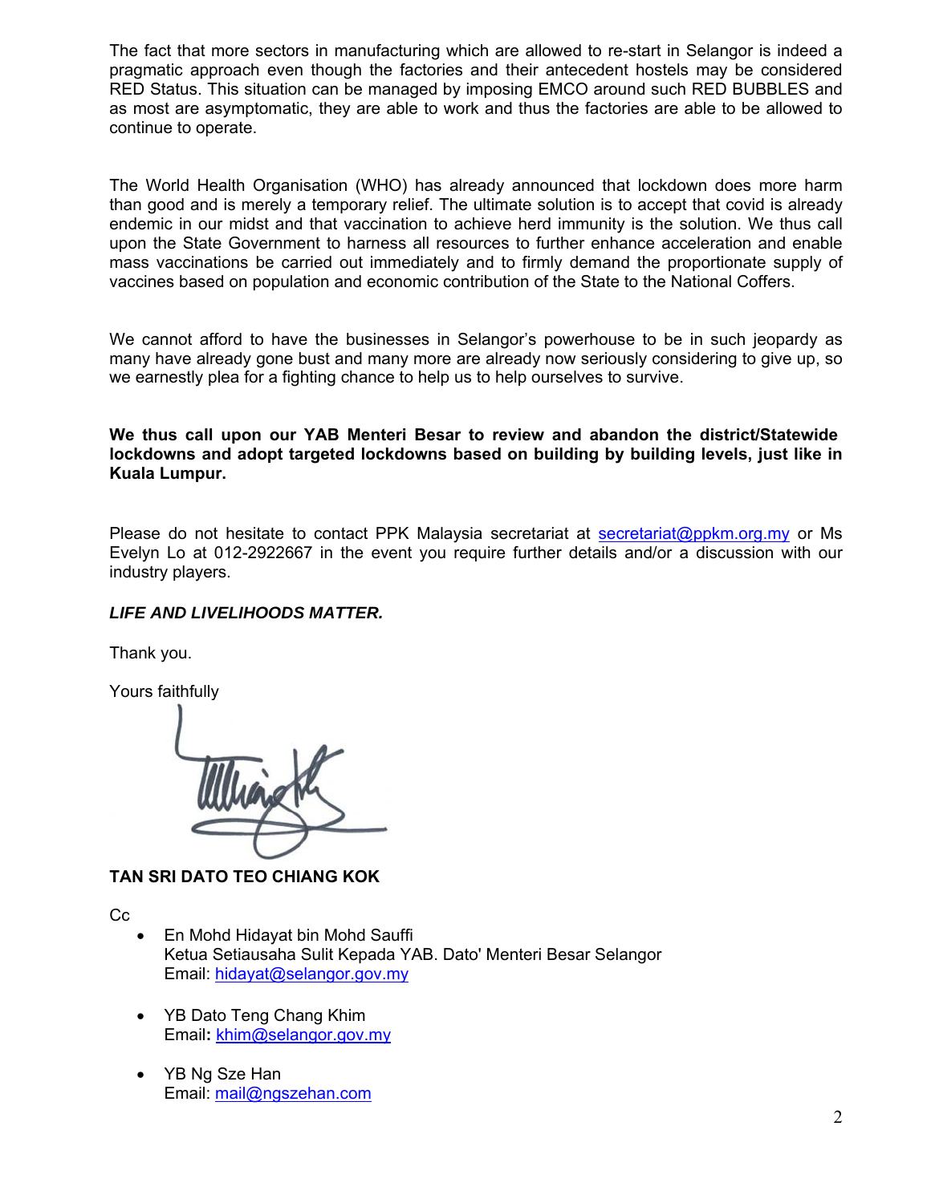The fact that more sectors in manufacturing which are allowed to re-start in Selangor is indeed a pragmatic approach even though the factories and their antecedent hostels may be considered RED Status. This situation can be managed by imposing EMCO around such RED BUBBLES and as most are asymptomatic, they are able to work and thus the factories are able to be allowed to continue to operate.

The World Health Organisation (WHO) has already announced that lockdown does more harm than good and is merely a temporary relief. The ultimate solution is to accept that covid is already endemic in our midst and that vaccination to achieve herd immunity is the solution. We thus call upon the State Government to harness all resources to further enhance acceleration and enable mass vaccinations be carried out immediately and to firmly demand the proportionate supply of vaccines based on population and economic contribution of the State to the National Coffers.

We cannot afford to have the businesses in Selangor's powerhouse to be in such jeopardy as many have already gone bust and many more are already now seriously considering to give up, so we earnestly plea for a fighting chance to help us to help ourselves to survive.

**We thus call upon our YAB Menteri Besar to review and abandon the district/Statewide lockdowns and adopt targeted lockdowns based on building by building levels, just like in Kuala Lumpur.**

Please do not hesitate to contact PPK Malaysia secretariat at secretariat@ppkm.org.my or Ms Evelyn Lo at 012-2922667 in the event you require further details and/or a discussion with our industry players.

***LIFE AND LIVELIHOODS MATTER.***

Thank you.

Yours faithfully

**TAN SRI DATO TEO CHIANG KOK**

Cc

- En Mohd Hidayat bin Mohd Sauffi
  Ketua Setiausaha Sulit Kepada YAB. Dato' Menteri Besar Selangor
  Email: hidayat@selangor.gov.my

- YB Dato Teng Chang Khim
  Email**:** khim@selangor.gov.my

- YB Ng Sze Han
  Email: mail@ngszehan.com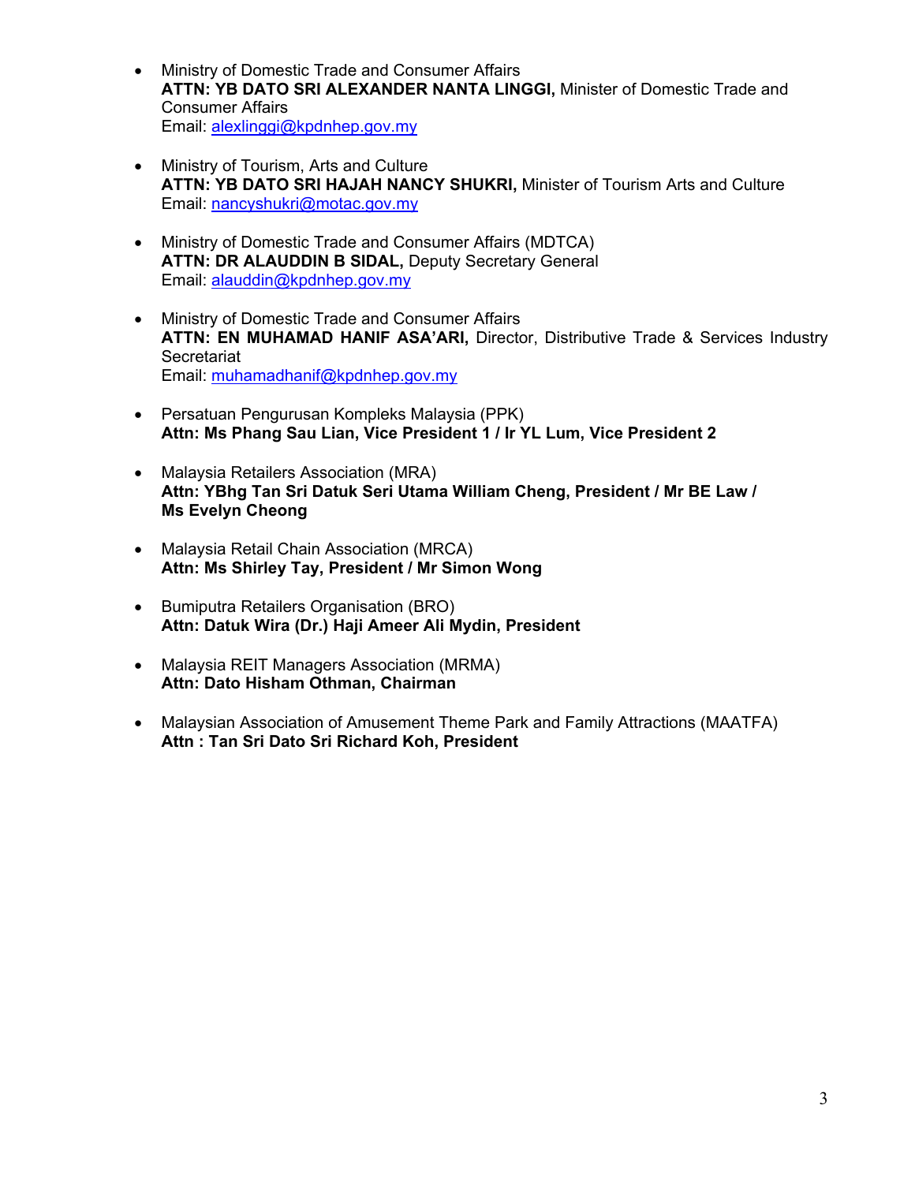- Ministry of Domestic Trade and Consumer Affairs
  **ATTN: YB DATO SRI ALEXANDER NANTA LINGGI,** Minister of Domestic Trade and Consumer Affairs
  Email: alexlinggi@kpdnhep.gov.my

- Ministry of Tourism, Arts and Culture
  **ATTN: YB DATO SRI HAJAH NANCY SHUKRI,** Minister of Tourism Arts and Culture
  Email: nancyshukri@motac.gov.my

- Ministry of Domestic Trade and Consumer Affairs (MDTCA)
  **ATTN: DR ALAUDDIN B SIDAL,** Deputy Secretary General
  Email: alauddin@kpdnhep.gov.my

- Ministry of Domestic Trade and Consumer Affairs
  **ATTN: EN MUHAMAD HANIF ASA'ARI,** Director, Distributive Trade & Services Industry Secretariat
  Email: muhamadhanif@kpdnhep.gov.my

- Persatuan Pengurusan Kompleks Malaysia (PPK)
  **Attn: Ms Phang Sau Lian, Vice President 1 / Ir YL Lum, Vice President 2**

- Malaysia Retailers Association (MRA)
  **Attn: YBhg Tan Sri Datuk Seri Utama William Cheng, President / Mr BE Law / Ms Evelyn Cheong**

- Malaysia Retail Chain Association (MRCA)
  **Attn: Ms Shirley Tay, President / Mr Simon Wong**

- Bumiputra Retailers Organisation (BRO)
  **Attn: Datuk Wira (Dr.) Haji Ameer Ali Mydin, President**

- Malaysia REIT Managers Association (MRMA)
  **Attn: Dato Hisham Othman, Chairman**

- Malaysian Association of Amusement Theme Park and Family Attractions (MAATFA)
  **Attn : Tan Sri Dato Sri Richard Koh, President**